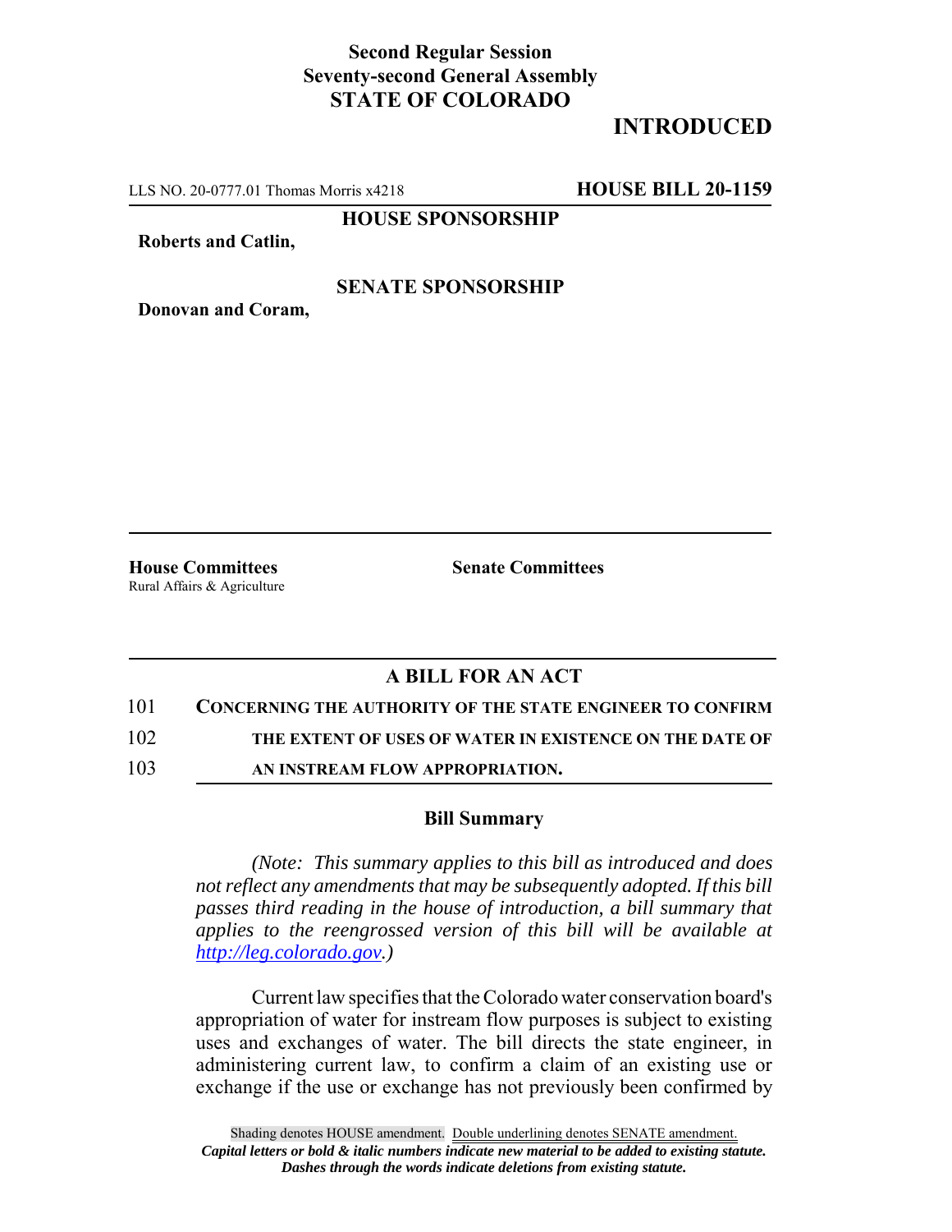**Second Regular Session**
**Seventy-second General Assembly**
**STATE OF COLORADO**

# INTRODUCED

LLS NO. 20-0777.01 Thomas Morris x4218 **HOUSE BILL 20-1159**

**HOUSE SPONSORSHIP**

**Roberts and Catlin,**

**SENATE SPONSORSHIP**

**Donovan and Coram,**

**House Committees**
Rural Affairs & Agriculture

**Senate Committees**

## A BILL FOR AN ACT

101 **CONCERNING THE AUTHORITY OF THE STATE ENGINEER TO CONFIRM**
102 **THE EXTENT OF USES OF WATER IN EXISTENCE ON THE DATE OF**
103 **AN INSTREAM FLOW APPROPRIATION.**

### Bill Summary

*(Note: This summary applies to this bill as introduced and does not reflect any amendments that may be subsequently adopted. If this bill passes third reading in the house of introduction, a bill summary that applies to the reengrossed version of this bill will be available at http://leg.colorado.gov.)*

Current law specifies that the Colorado water conservation board's appropriation of water for instream flow purposes is subject to existing uses and exchanges of water. The bill directs the state engineer, in administering current law, to confirm a claim of an existing use or exchange if the use or exchange has not previously been confirmed by

Shading denotes HOUSE amendment. Double underlining denotes SENATE amendment.
*Capital letters or bold & italic numbers indicate new material to be added to existing statute.*
*Dashes through the words indicate deletions from existing statute.*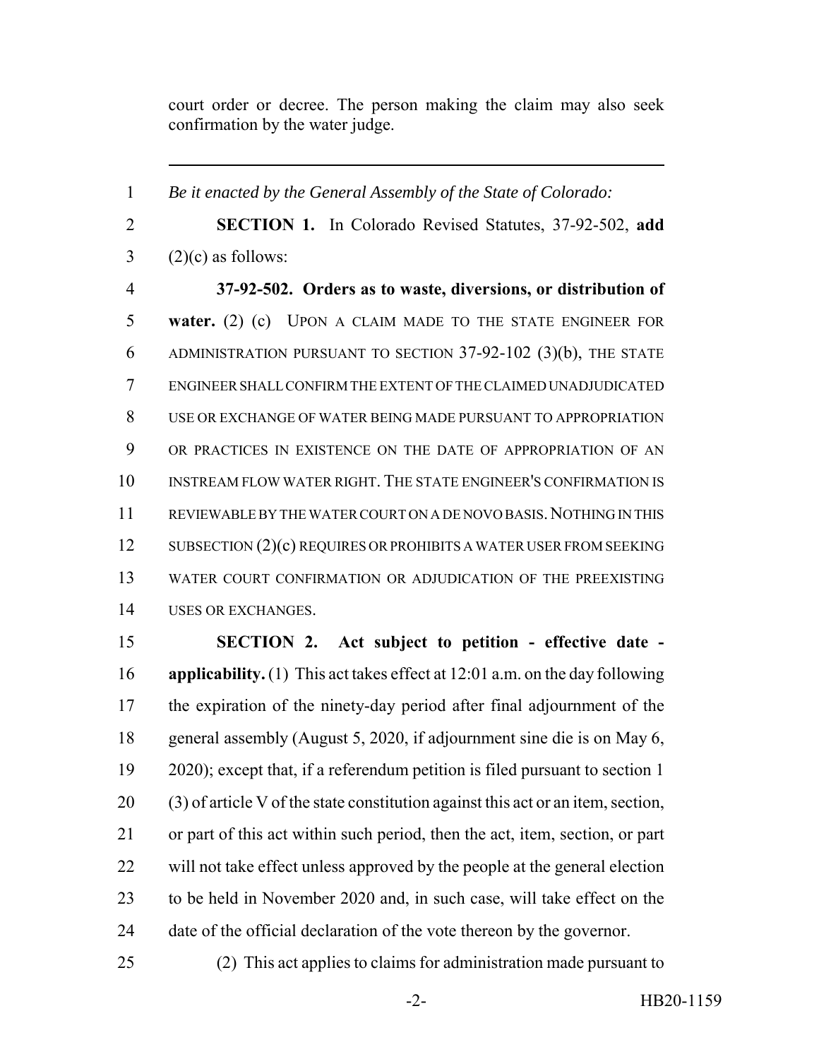court order or decree. The person making the claim may also seek confirmation by the water judge.

---

1 *Be it enacted by the General Assembly of the State of Colorado:*

2 **SECTION 1.** In Colorado Revised Statutes, 37-92-502, **add**
3 (2)(c) as follows:

4 **37-92-502. Orders as to waste, diversions, or distribution of**
5 **water.** (2) (c) UPON A CLAIM MADE TO THE STATE ENGINEER FOR
6 ADMINISTRATION PURSUANT TO SECTION 37-92-102 (3)(b), THE STATE
7 ENGINEER SHALL CONFIRM THE EXTENT OF THE CLAIMED UNADJUDICATED
8 USE OR EXCHANGE OF WATER BEING MADE PURSUANT TO APPROPRIATION
9 OR PRACTICES IN EXISTENCE ON THE DATE OF APPROPRIATION OF AN
10 INSTREAM FLOW WATER RIGHT. THE STATE ENGINEER'S CONFIRMATION IS
11 REVIEWABLE BY THE WATER COURT ON A DE NOVO BASIS. NOTHING IN THIS
12 SUBSECTION (2)(c) REQUIRES OR PROHIBITS A WATER USER FROM SEEKING
13 WATER COURT CONFIRMATION OR ADJUDICATION OF THE PREEXISTING
14 USES OR EXCHANGES.

15 **SECTION 2. Act subject to petition - effective date -**
16 **applicability.** (1) This act takes effect at 12:01 a.m. on the day following
17 the expiration of the ninety-day period after final adjournment of the
18 general assembly (August 5, 2020, if adjournment sine die is on May 6,
19 2020); except that, if a referendum petition is filed pursuant to section 1
20 (3) of article V of the state constitution against this act or an item, section,
21 or part of this act within such period, then the act, item, section, or part
22 will not take effect unless approved by the people at the general election
23 to be held in November 2020 and, in such case, will take effect on the
24 date of the official declaration of the vote thereon by the governor.

25 (2) This act applies to claims for administration made pursuant to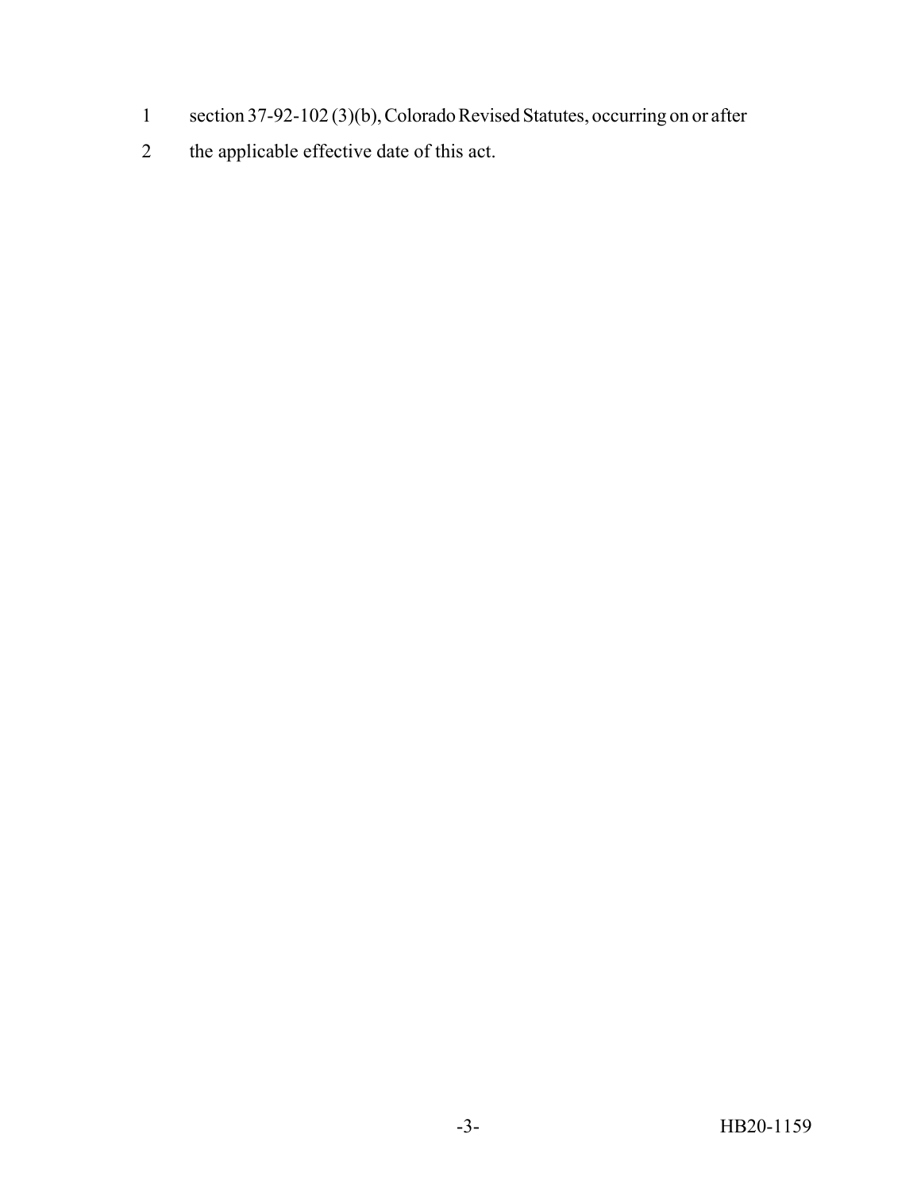section 37-92-102 (3)(b), Colorado Revised Statutes, occurring on or after the applicable effective date of this act.